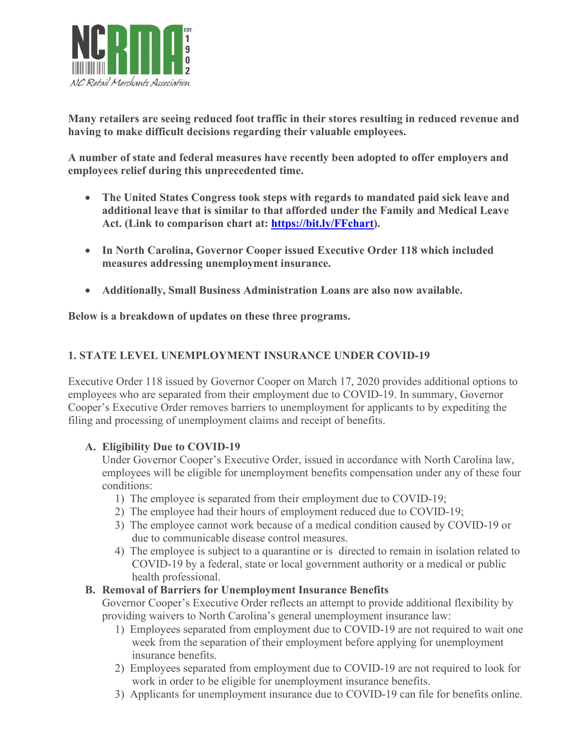**Many retailers are seeing reduced foot traffic in their stores resulting in reduced revenue and having to make difficult decisions regarding their valuable employees.**

**A number of state and federal measures have recently been adopted to offer employers and employees relief during this unprecedented time.**

- **The United States Congress took steps with regards to mandated paid sick leave and additional leave that is similar to that afforded under the Family and Medical Leave Act. (Link to comparison chart at: [https://bit.ly/FFchart](https://bit.ly/FFchart)).**
- **In North Carolina, Governor Cooper issued Executive Order 118 which included measures addressing unemployment insurance.**
- **Additionally, Small Business Administration Loans are also now available.**

**Below is a breakdown of updates on these three programs.**

## 1. STATE LEVEL UNEMPLOYMENT INSURANCE UNDER COVID-19

Executive Order 118 issued by Governor Cooper on March 17, 2020 provides additional options to employees who are separated from their employment due to COVID-19. In summary, Governor Cooper's Executive Order removes barriers to unemployment for applicants to by expediting the filing and processing of unemployment claims and receipt of benefits.

### A. Eligibility Due to COVID-19

Under Governor Cooper's Executive Order, issued in accordance with North Carolina law, employees will be eligible for unemployment benefits compensation under any of these four conditions:

1) The employee is separated from their employment due to COVID-19;
2) The employee had their hours of employment reduced due to COVID-19;
3) The employee cannot work because of a medical condition caused by COVID-19 or due to communicable disease control measures.
4) The employee is subject to a quarantine or is directed to remain in isolation related to COVID-19 by a federal, state or local government authority or a medical or public health professional.

### B. Removal of Barriers for Unemployment Insurance Benefits

Governor Cooper's Executive Order reflects an attempt to provide additional flexibility by providing waivers to North Carolina's general unemployment insurance law:

1) Employees separated from employment due to COVID-19 are not required to wait one week from the separation of their employment before applying for unemployment insurance benefits.
2) Employees separated from employment due to COVID-19 are not required to look for work in order to be eligible for unemployment insurance benefits.
3) Applicants for unemployment insurance due to COVID-19 can file for benefits online.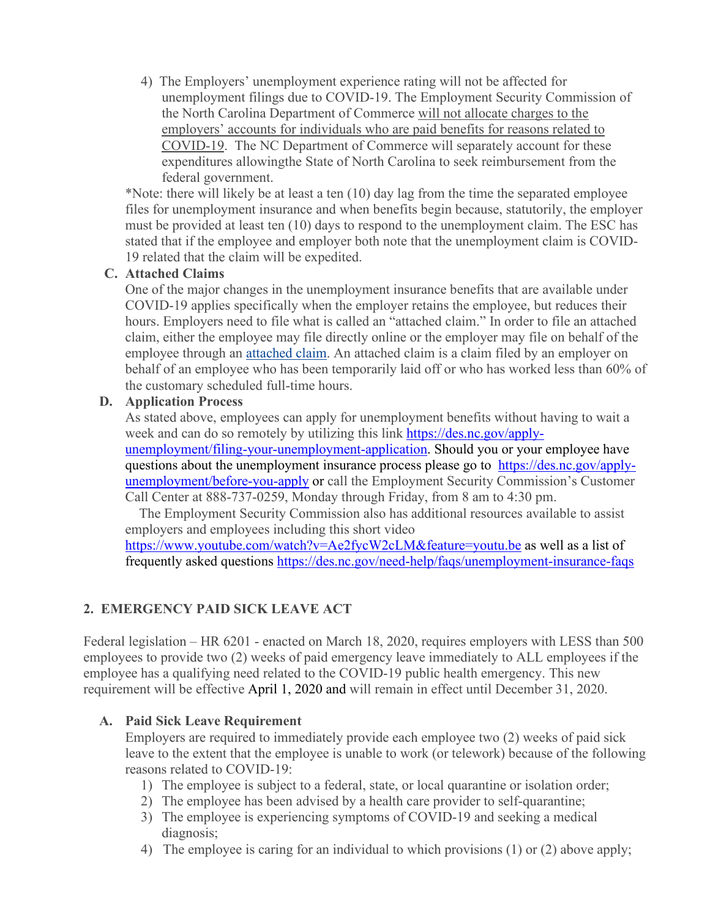4) The Employers' unemployment experience rating will not be affected for unemployment filings due to COVID-19. The Employment Security Commission of the North Carolina Department of Commerce will not allocate charges to the employers' accounts for individuals who are paid benefits for reasons related to COVID-19. The NC Department of Commerce will separately account for these expenditures allowingthe State of North Carolina to seek reimbursement from the federal government.

*Note: there will likely be at least a ten (10) day lag from the time the separated employee files for unemployment insurance and when benefits begin because, statutorily, the employer must be provided at least ten (10) days to respond to the unemployment claim. The ESC has stated that if the employee and employer both note that the unemployment claim is COVID-19 related that the claim will be expedited.

**C. Attached Claims**

One of the major changes in the unemployment insurance benefits that are available under COVID-19 applies specifically when the employer retains the employee, but reduces their hours. Employers need to file what is called an "attached claim." In order to file an attached claim, either the employee may file directly online or the employer may file on behalf of the employee through an attached claim. An attached claim is a claim filed by an employer on behalf of an employee who has been temporarily laid off or who has worked less than 60% of the customary scheduled full-time hours.

**D. Application Process**

As stated above, employees can apply for unemployment benefits without having to wait a week and can do so remotely by utilizing this link https://des.nc.gov/apply-unemployment/filing-your-unemployment-application. Should you or your employee have questions about the unemployment insurance process please go to https://des.nc.gov/apply-unemployment/before-you-apply or call the Employment Security Commission's Customer Call Center at 888-737-0259, Monday through Friday, from 8 am to 4:30 pm.

The Employment Security Commission also has additional resources available to assist employers and employees including this short video https://www.youtube.com/watch?v=Ae2fycW2cLM&feature=youtu.be as well as a list of frequently asked questions https://des.nc.gov/need-help/faqs/unemployment-insurance-faqs

## 2. EMERGENCY PAID SICK LEAVE ACT

Federal legislation – HR 6201 - enacted on March 18, 2020, requires employers with LESS than 500 employees to provide two (2) weeks of paid emergency leave immediately to ALL employees if the employee has a qualifying need related to the COVID-19 public health emergency. This new requirement will be effective April 1, 2020 and will remain in effect until December 31, 2020.

**A. Paid Sick Leave Requirement**

Employers are required to immediately provide each employee two (2) weeks of paid sick leave to the extent that the employee is unable to work (or telework) because of the following reasons related to COVID-19:

1) The employee is subject to a federal, state, or local quarantine or isolation order;
2) The employee has been advised by a health care provider to self-quarantine;
3) The employee is experiencing symptoms of COVID-19 and seeking a medical diagnosis;
4) The employee is caring for an individual to which provisions (1) or (2) above apply;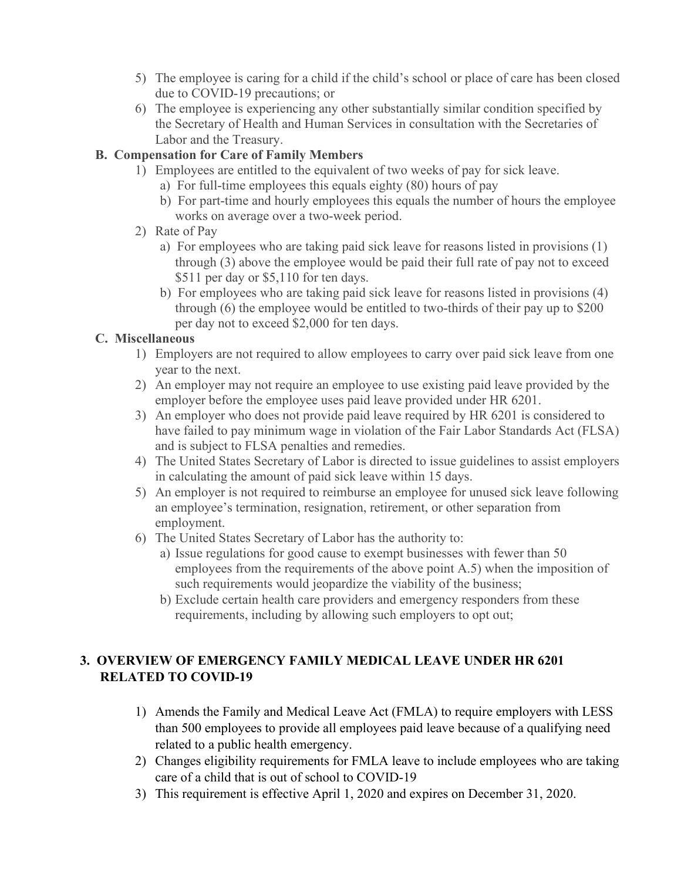5) The employee is caring for a child if the child's school or place of care has been closed due to COVID-19 precautions; or
6) The employee is experiencing any other substantially similar condition specified by the Secretary of Health and Human Services in consultation with the Secretaries of Labor and the Treasury.

### B. Compensation for Care of Family Members

1) Employees are entitled to the equivalent of two weeks of pay for sick leave.
   a) For full-time employees this equals eighty (80) hours of pay
   b) For part-time and hourly employees this equals the number of hours the employee works on average over a two-week period.
2) Rate of Pay
   a) For employees who are taking paid sick leave for reasons listed in provisions (1) through (3) above the employee would be paid their full rate of pay not to exceed $511 per day or $5,110 for ten days.
   b) For employees who are taking paid sick leave for reasons listed in provisions (4) through (6) the employee would be entitled to two-thirds of their pay up to $200 per day not to exceed $2,000 for ten days.

### C. Miscellaneous

1) Employers are not required to allow employees to carry over paid sick leave from one year to the next.
2) An employer may not require an employee to use existing paid leave provided by the employer before the employee uses paid leave provided under HR 6201.
3) An employer who does not provide paid leave required by HR 6201 is considered to have failed to pay minimum wage in violation of the Fair Labor Standards Act (FLSA) and is subject to FLSA penalties and remedies.
4) The United States Secretary of Labor is directed to issue guidelines to assist employers in calculating the amount of paid sick leave within 15 days.
5) An employer is not required to reimburse an employee for unused sick leave following an employee's termination, resignation, retirement, or other separation from employment.
6) The United States Secretary of Labor has the authority to:
   a) Issue regulations for good cause to exempt businesses with fewer than 50 employees from the requirements of the above point A.5) when the imposition of such requirements would jeopardize the viability of the business;
   b) Exclude certain health care providers and emergency responders from these requirements, including by allowing such employers to opt out;

## 3. OVERVIEW OF EMERGENCY FAMILY MEDICAL LEAVE UNDER HR 6201 RELATED TO COVID-19

1) Amends the Family and Medical Leave Act (FMLA) to require employers with LESS than 500 employees to provide all employees paid leave because of a qualifying need related to a public health emergency.
2) Changes eligibility requirements for FMLA leave to include employees who are taking care of a child that is out of school to COVID-19
3) This requirement is effective April 1, 2020 and expires on December 31, 2020.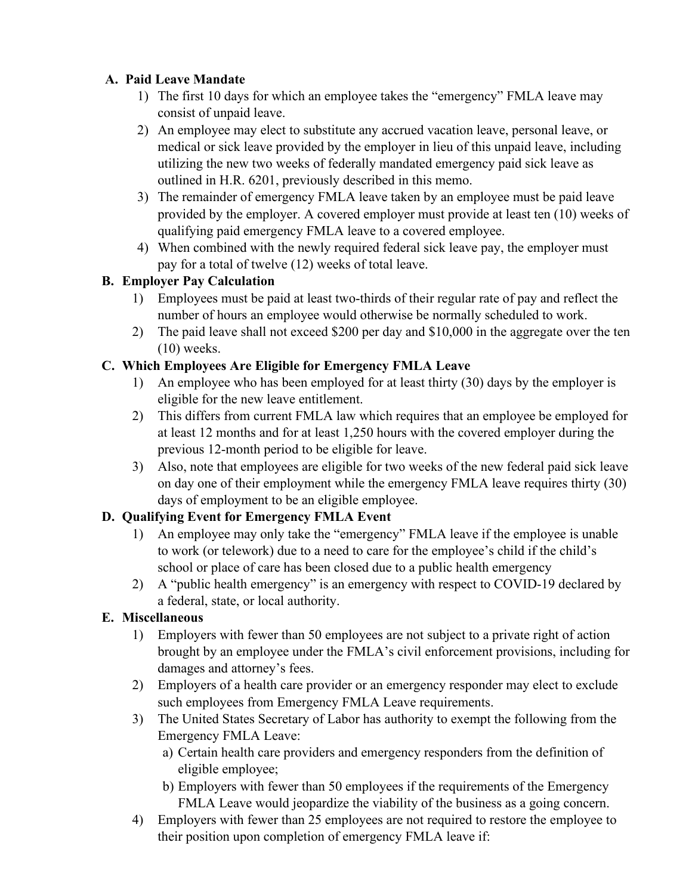**A. Paid Leave Mandate**

1) The first 10 days for which an employee takes the "emergency" FMLA leave may consist of unpaid leave.
2) An employee may elect to substitute any accrued vacation leave, personal leave, or medical or sick leave provided by the employer in lieu of this unpaid leave, including utilizing the new two weeks of federally mandated emergency paid sick leave as outlined in H.R. 6201, previously described in this memo.
3) The remainder of emergency FMLA leave taken by an employee must be paid leave provided by the employer. A covered employer must provide at least ten (10) weeks of qualifying paid emergency FMLA leave to a covered employee.
4) When combined with the newly required federal sick leave pay, the employer must pay for a total of twelve (12) weeks of total leave.

**B. Employer Pay Calculation**

1) Employees must be paid at least two-thirds of their regular rate of pay and reflect the number of hours an employee would otherwise be normally scheduled to work.
2) The paid leave shall not exceed $200 per day and $10,000 in the aggregate over the ten (10) weeks.

**C. Which Employees Are Eligible for Emergency FMLA Leave**

1) An employee who has been employed for at least thirty (30) days by the employer is eligible for the new leave entitlement.
2) This differs from current FMLA law which requires that an employee be employed for at least 12 months and for at least 1,250 hours with the covered employer during the previous 12-month period to be eligible for leave.
3) Also, note that employees are eligible for two weeks of the new federal paid sick leave on day one of their employment while the emergency FMLA leave requires thirty (30) days of employment to be an eligible employee.

**D. Qualifying Event for Emergency FMLA Event**

1) An employee may only take the "emergency" FMLA leave if the employee is unable to work (or telework) due to a need to care for the employee's child if the child's school or place of care has been closed due to a public health emergency
2) A "public health emergency" is an emergency with respect to COVID-19 declared by a federal, state, or local authority.

**E. Miscellaneous**

1) Employers with fewer than 50 employees are not subject to a private right of action brought by an employee under the FMLA's civil enforcement provisions, including for damages and attorney's fees.
2) Employers of a health care provider or an emergency responder may elect to exclude such employees from Emergency FMLA Leave requirements.
3) The United States Secretary of Labor has authority to exempt the following from the Emergency FMLA Leave:
   a) Certain health care providers and emergency responders from the definition of eligible employee;
   b) Employers with fewer than 50 employees if the requirements of the Emergency FMLA Leave would jeopardize the viability of the business as a going concern.
4) Employers with fewer than 25 employees are not required to restore the employee to their position upon completion of emergency FMLA leave if: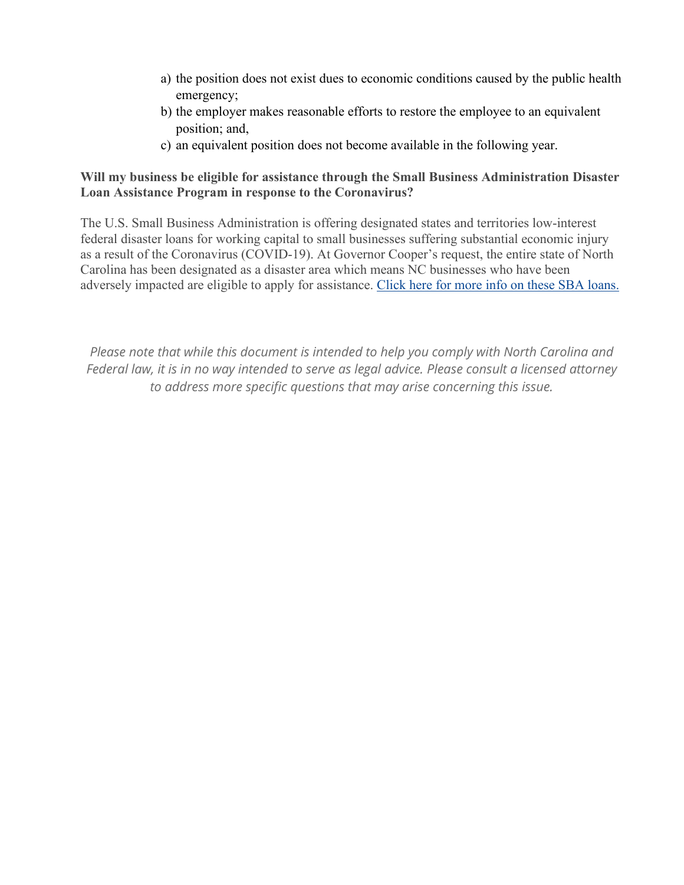a) the position does not exist dues to economic conditions caused by the public health emergency;
b) the employer makes reasonable efforts to restore the employee to an equivalent position; and,
c) an equivalent position does not become available in the following year.

**Will my business be eligible for assistance through the Small Business Administration Disaster Loan Assistance Program in response to the Coronavirus?**

The U.S. Small Business Administration is offering designated states and territories low-interest federal disaster loans for working capital to small businesses suffering substantial economic injury as a result of the Coronavirus (COVID-19). At Governor Cooper's request, the entire state of North Carolina has been designated as a disaster area which means NC businesses who have been adversely impacted are eligible to apply for assistance. Click here for more info on these SBA loans.

*Please note that while this document is intended to help you comply with North Carolina and Federal law, it is in no way intended to serve as legal advice. Please consult a licensed attorney to address more specific questions that may arise concerning this issue.*